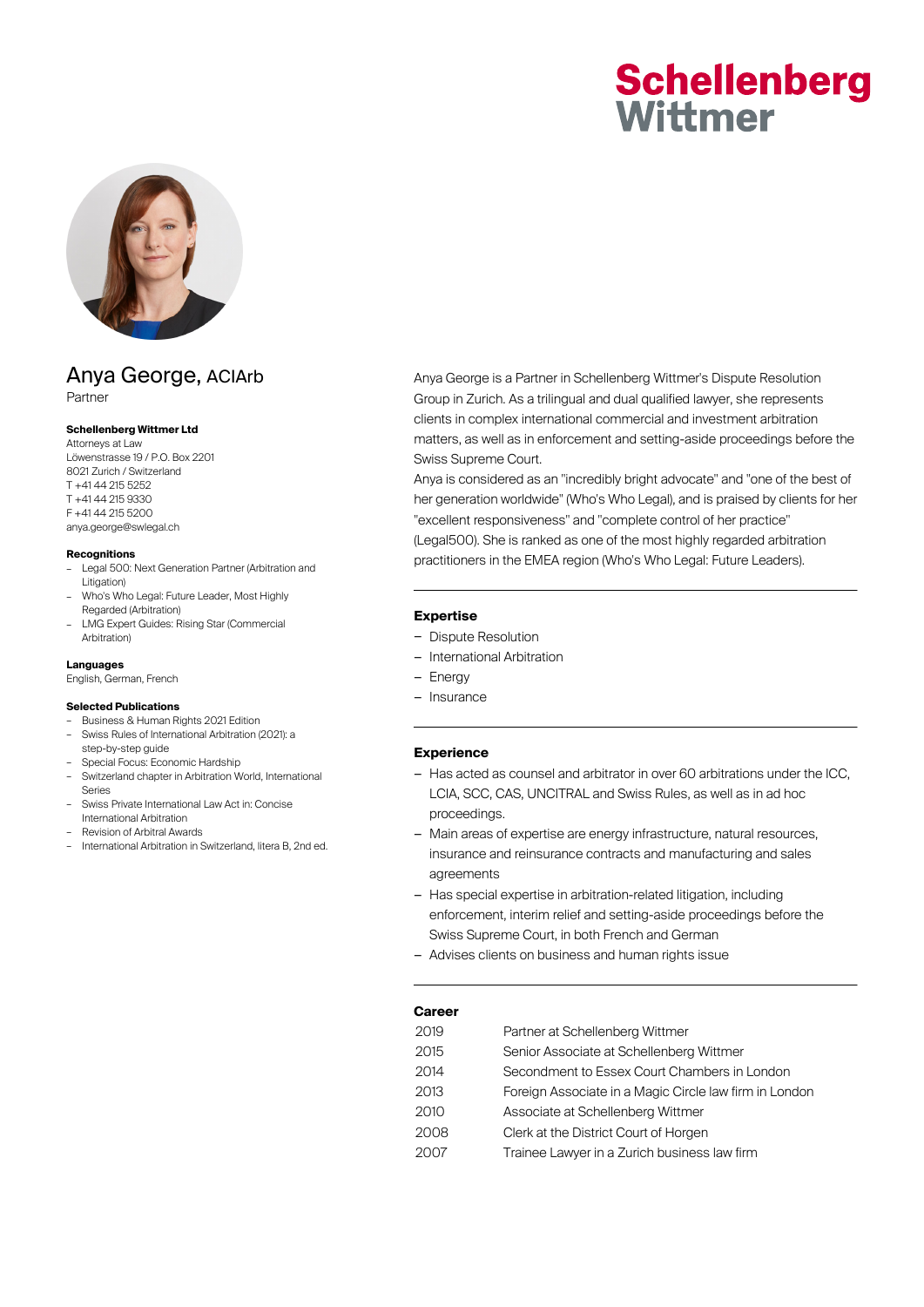# Anya George, ACIArb

Partner

**Schellenberg Wittmer Ltd**
Attorneys at Law
Löwenstrasse 19 / P.O. Box 2201
8021 Zurich / Switzerland
T +41 44 215 5252
T +41 44 215 9330
F +41 44 215 5200
anya.george@swlegal.ch

**Recognitions**

- Legal 500: Next Generation Partner (Arbitration and Litigation)
- Who's Who Legal: Future Leader, Most Highly Regarded (Arbitration)
- LMG Expert Guides: Rising Star (Commercial Arbitration)

**Languages**

English, German, French

**Selected Publications**

- Business & Human Rights 2021 Edition
- Swiss Rules of International Arbitration (2021): a step-by-step guide
- Special Focus: Economic Hardship
- Switzerland chapter in Arbitration World, International Series
- Swiss Private International Law Act in: Concise International Arbitration
- Revision of Arbitral Awards
- International Arbitration in Switzerland, litera B, 2nd ed.

Anya George is a Partner in Schellenberg Wittmer's Dispute Resolution Group in Zurich. As a trilingual and dual qualified lawyer, she represents clients in complex international commercial and investment arbitration matters, as well as in enforcement and setting-aside proceedings before the Swiss Supreme Court.
Anya is considered as an "incredibly bright advocate" and "one of the best of her generation worldwide" (Who's Who Legal), and is praised by clients for her "excellent responsiveness" and "complete control of her practice" (Legal500). She is ranked as one of the most highly regarded arbitration practitioners in the EMEA region (Who's Who Legal: Future Leaders).

## Expertise

- Dispute Resolution
- International Arbitration
- Energy
- Insurance

## Experience

- Has acted as counsel and arbitrator in over 60 arbitrations under the ICC, LCIA, SCC, CAS, UNCITRAL and Swiss Rules, as well as in ad hoc proceedings.
- Main areas of expertise are energy infrastructure, natural resources, insurance and reinsurance contracts and manufacturing and sales agreements
- Has special expertise in arbitration-related litigation, including enforcement, interim relief and setting-aside proceedings before the Swiss Supreme Court, in both French and German
- Advises clients on business and human rights issue

## Career

| | |
|---|---|
| 2019 | Partner at Schellenberg Wittmer |
| 2015 | Senior Associate at Schellenberg Wittmer |
| 2014 | Secondment to Essex Court Chambers in London |
| 2013 | Foreign Associate in a Magic Circle law firm in London |
| 2010 | Associate at Schellenberg Wittmer |
| 2008 | Clerk at the District Court of Horgen |
| 2007 | Trainee Lawyer in a Zurich business law firm |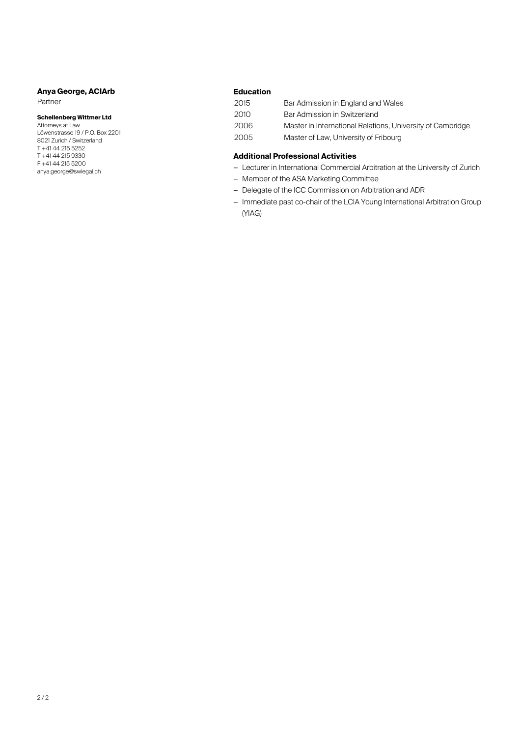**Anya George, ACIArb**
Partner

**Schellenberg Wittmer Ltd**
Attorneys at Law
Löwenstrasse 19 / P.O. Box 2201
8021 Zurich / Switzerland
T +41 44 215 5252
T +41 44 215 9330
F +41 44 215 5200
anya.george@swlegal.ch

### Education

| | |
|---|---|
| 2015 | Bar Admission in England and Wales |
| 2010 | Bar Admission in Switzerland |
| 2006 | Master in International Relations, University of Cambridge |
| 2005 | Master of Law, University of Fribourg |

### Additional Professional Activities

- Lecturer in International Commercial Arbitration at the University of Zurich
- Member of the ASA Marketing Committee
- Delegate of the ICC Commission on Arbitration and ADR
- Immediate past co-chair of the LCIA Young International Arbitration Group (YIAG)